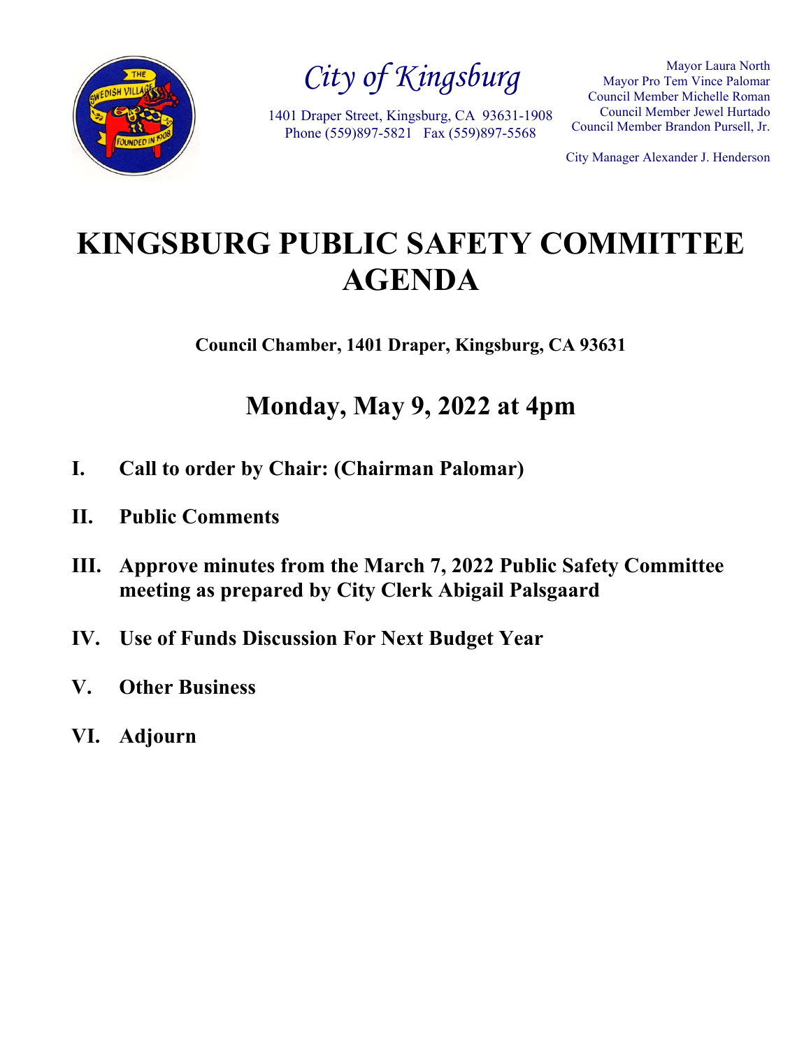*City of Kingsburg*

1401 Draper Street, Kingsburg, CA 93631-1908
Phone (559)897-5821 Fax (559)897-5568

Mayor Laura North
Mayor Pro Tem Vince Palomar
Council Member Michelle Roman
Council Member Jewel Hurtado
Council Member Brandon Pursell, Jr.

City Manager Alexander J. Henderson

# KINGSBURG PUBLIC SAFETY COMMITTEE AGENDA

**Council Chamber, 1401 Draper, Kingsburg, CA 93631**

## Monday, May 9, 2022 at 4pm

**I. Call to order by Chair: (Chairman Palomar)**

**II. Public Comments**

**III. Approve minutes from the March 7, 2022 Public Safety Committee meeting as prepared by City Clerk Abigail Palsgaard**

**IV. Use of Funds Discussion For Next Budget Year**

**V. Other Business**

**VI. Adjourn**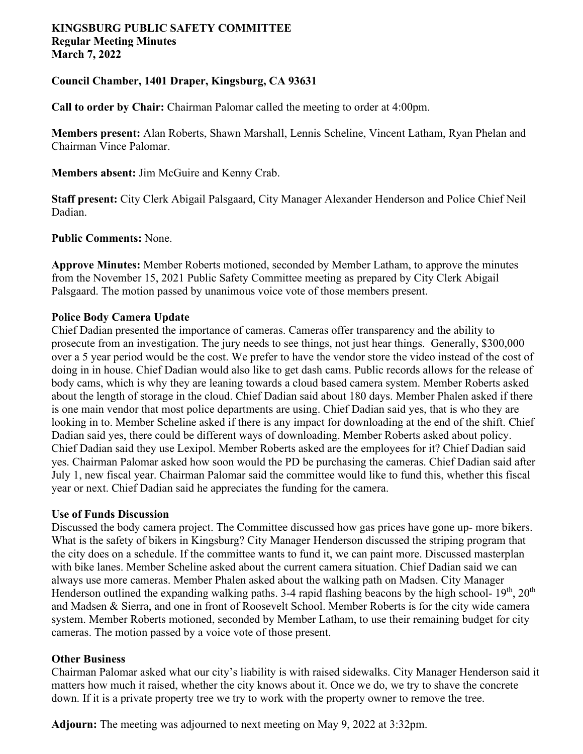**KINGSBURG PUBLIC SAFETY COMMITTEE**
**Regular Meeting Minutes**
**March 7, 2022**

**Council Chamber, 1401 Draper, Kingsburg, CA 93631**

**Call to order by Chair:** Chairman Palomar called the meeting to order at 4:00pm.

**Members present:** Alan Roberts, Shawn Marshall, Lennis Scheline, Vincent Latham, Ryan Phelan and Chairman Vince Palomar.

**Members absent:** Jim McGuire and Kenny Crab.

**Staff present:** City Clerk Abigail Palsgaard, City Manager Alexander Henderson and Police Chief Neil Dadian.

**Public Comments:** None.

**Approve Minutes:** Member Roberts motioned, seconded by Member Latham, to approve the minutes from the November 15, 2021 Public Safety Committee meeting as prepared by City Clerk Abigail Palsgaard. The motion passed by unanimous voice vote of those members present.

**Police Body Camera Update**

Chief Dadian presented the importance of cameras. Cameras offer transparency and the ability to prosecute from an investigation. The jury needs to see things, not just hear things. Generally, $300,000 over a 5 year period would be the cost. We prefer to have the vendor store the video instead of the cost of doing in in house. Chief Dadian would also like to get dash cams. Public records allows for the release of body cams, which is why they are leaning towards a cloud based camera system. Member Roberts asked about the length of storage in the cloud. Chief Dadian said about 180 days. Member Phalen asked if there is one main vendor that most police departments are using. Chief Dadian said yes, that is who they are looking in to. Member Scheline asked if there is any impact for downloading at the end of the shift. Chief Dadian said yes, there could be different ways of downloading. Member Roberts asked about policy. Chief Dadian said they use Lexipol. Member Roberts asked are the employees for it? Chief Dadian said yes. Chairman Palomar asked how soon would the PD be purchasing the cameras. Chief Dadian said after July 1, new fiscal year. Chairman Palomar said the committee would like to fund this, whether this fiscal year or next. Chief Dadian said he appreciates the funding for the camera.

**Use of Funds Discussion**

Discussed the body camera project. The Committee discussed how gas prices have gone up- more bikers. What is the safety of bikers in Kingsburg? City Manager Henderson discussed the striping program that the city does on a schedule. If the committee wants to fund it, we can paint more. Discussed masterplan with bike lanes. Member Scheline asked about the current camera situation. Chief Dadian said we can always use more cameras. Member Phalen asked about the walking path on Madsen. City Manager Henderson outlined the expanding walking paths. 3-4 rapid flashing beacons by the high school- 19th, 20th and Madsen & Sierra, and one in front of Roosevelt School. Member Roberts is for the city wide camera system. Member Roberts motioned, seconded by Member Latham, to use their remaining budget for city cameras. The motion passed by a voice vote of those present.

**Other Business**

Chairman Palomar asked what our city's liability is with raised sidewalks. City Manager Henderson said it matters how much it raised, whether the city knows about it. Once we do, we try to shave the concrete down. If it is a private property tree we try to work with the property owner to remove the tree.

**Adjourn:** The meeting was adjourned to next meeting on May 9, 2022 at 3:32pm.